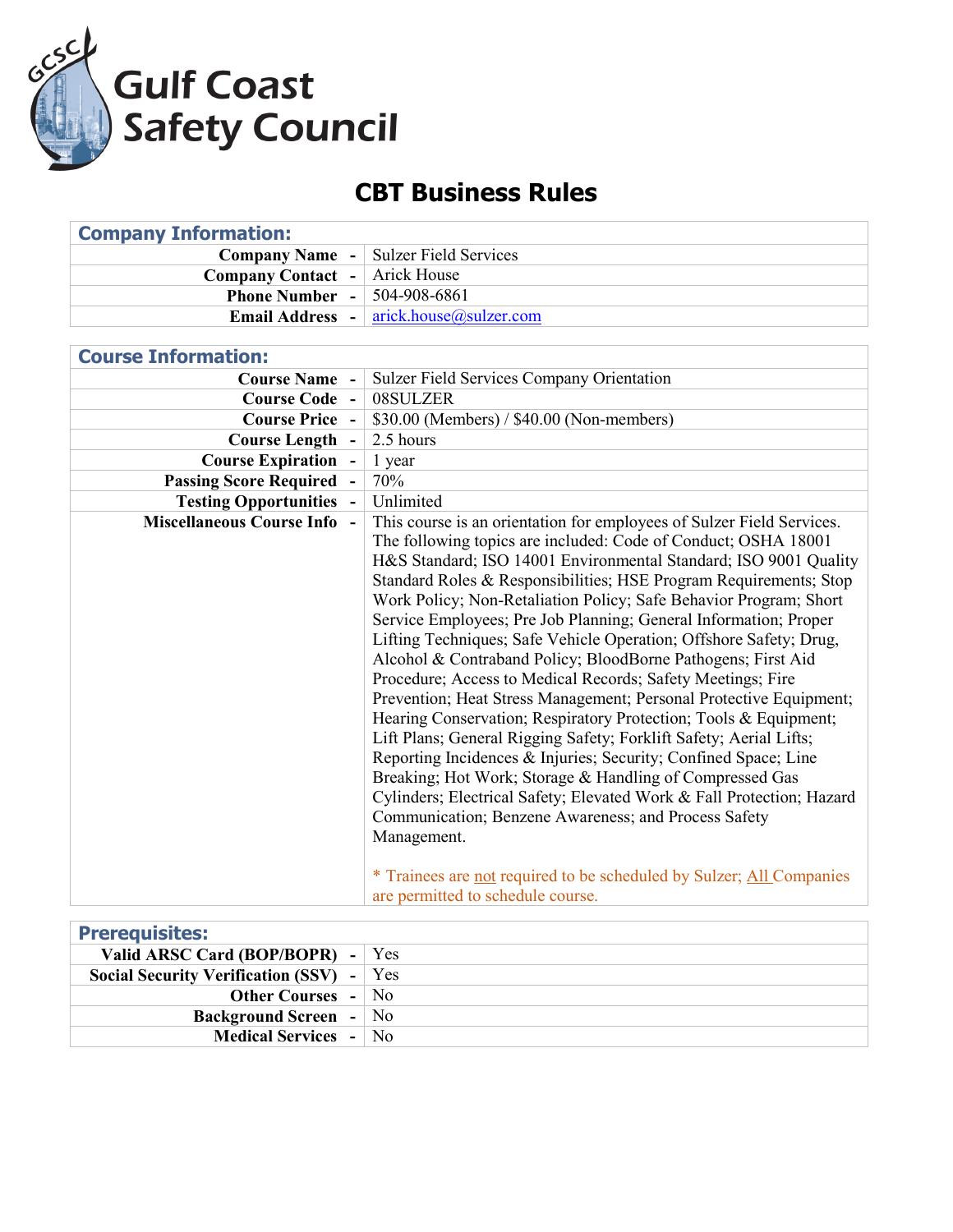Gulf Coast Safety Council

# CBT Business Rules

| **Company Information:** | |
|---|---|
| **Company Name -** | Sulzer Field Services |
| **Company Contact -** | Arick House |
| **Phone Number -** | 504-908-6861 |
| **Email Address -** | arick.house@sulzer.com |

| **Course Information:** | |
|---|---|
| **Course Name -** | Sulzer Field Services Company Orientation |
| **Course Code -** | 08SULZER |
| **Course Price -** | $30.00 (Members) / $40.00 (Non-members) |
| **Course Length -** | 2.5 hours |
| **Course Expiration -** | 1 year |
| **Passing Score Required -** | 70% |
| **Testing Opportunities -** | Unlimited |
| **Miscellaneous Course Info -** | This course is an orientation for employees of Sulzer Field Services. The following topics are included: Code of Conduct; OSHA 18001 H&S Standard; ISO 14001 Environmental Standard; ISO 9001 Quality Standard Roles & Responsibilities; HSE Program Requirements; Stop Work Policy; Non-Retaliation Policy; Safe Behavior Program; Short Service Employees; Pre Job Planning; General Information; Proper Lifting Techniques; Safe Vehicle Operation; Offshore Safety; Drug, Alcohol & Contraband Policy; BloodBorne Pathogens; First Aid Procedure; Access to Medical Records; Safety Meetings; Fire Prevention; Heat Stress Management; Personal Protective Equipment; Hearing Conservation; Respiratory Protection; Tools & Equipment; Lift Plans; General Rigging Safety; Forklift Safety; Aerial Lifts; Reporting Incidences & Injuries; Security; Confined Space; Line Breaking; Hot Work; Storage & Handling of Compressed Gas Cylinders; Electrical Safety; Elevated Work & Fall Protection; Hazard Communication; Benzene Awareness; and Process Safety Management.<br><br>* Trainees are not required to be scheduled by Sulzer; All Companies are permitted to schedule course. |

| **Prerequisites:** | |
|---|---|
| **Valid ARSC Card (BOP/BOPR) -** | Yes |
| **Social Security Verification (SSV) -** | Yes |
| **Other Courses -** | No |
| **Background Screen -** | No |
| **Medical Services -** | No |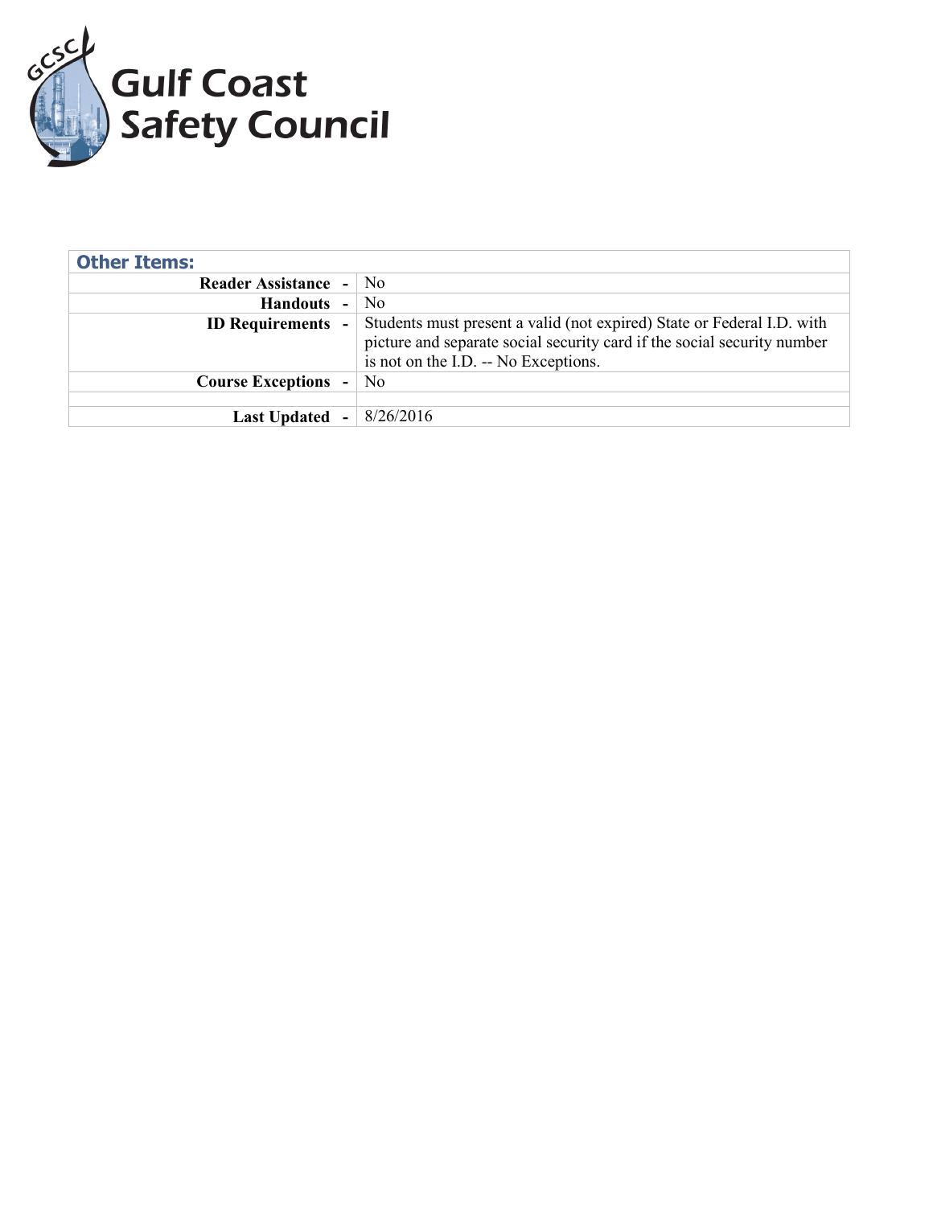Gulf Coast Safety Council

| Other Items: | |
|---|---|
| **Reader Assistance -** | No |
| **Handouts -** | No |
| **ID Requirements -** | Students must present a valid (not expired) State or Federal I.D. with picture and separate social security card if the social security number is not on the I.D. -- No Exceptions. |
| **Course Exceptions -** | No |
| | |
| **Last Updated -** | 8/26/2016 |